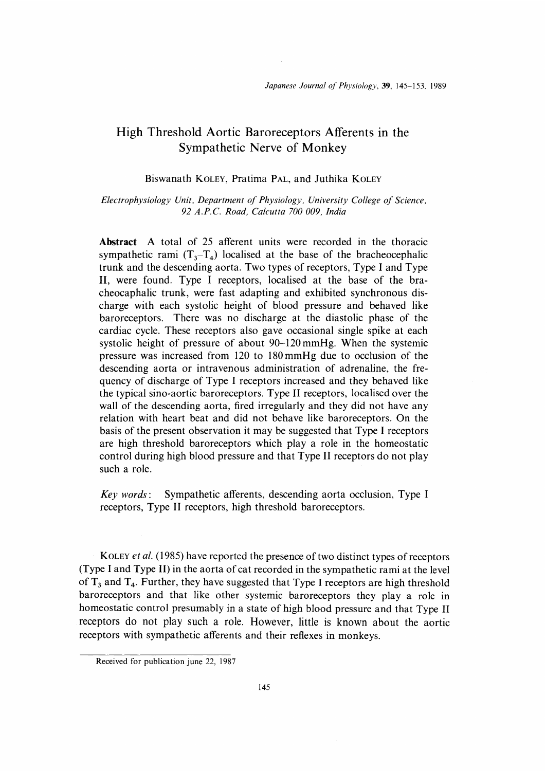# High Threshold Aortic Baroreceptors Afferents in the Sympathetic Nerve of Monkey

Biswanath KOLEY, Pratima PAL, and Juthika KOLEY

*Electrophysiology Unit, Department of Physiology, University College of Science, 92 A.P.C. Road, Calcutta 700 009, India*

**Abstract** A total of 25 afferent units were recorded in the thoracic sympathetic rami ($T_3$–$T_4$) localised at the base of the bracheocephalic trunk and the descending aorta. Two types of receptors, Type I and Type II, were found. Type I receptors, localised at the base of the bracheocaphalic trunk, were fast adapting and exhibited synchronous discharge with each systolic height of blood pressure and behaved like baroreceptors. There was no discharge at the diastolic phase of the cardiac cycle. These receptors also gave occasional single spike at each systolic height of pressure of about 90–120 mmHg. When the systemic pressure was increased from 120 to 180 mmHg due to occlusion of the descending aorta or intravenous administration of adrenaline, the frequency of discharge of Type I receptors increased and they behaved like the typical sino-aortic baroreceptors. Type II receptors, localised over the wall of the descending aorta, fired irregularly and they did not have any relation with heart beat and did not behave like baroreceptors. On the basis of the present observation it may be suggested that Type I receptors are high threshold baroreceptors which play a role in the homeostatic control during high blood pressure and that Type II receptors do not play such a role.

*Key words*: Sympathetic afferents, descending aorta occlusion, Type I receptors, Type II receptors, high threshold baroreceptors.

KOLEY *et al.* (1985) have reported the presence of two distinct types of receptors (Type I and Type II) in the aorta of cat recorded in the sympathetic rami at the level of $T_3$ and $T_4$. Further, they have suggested that Type I receptors are high threshold baroreceptors and that like other systemic baroreceptors they play a role in homeostatic control presumably in a state of high blood pressure and that Type II receptors do not play such a role. However, little is known about the aortic receptors with sympathetic afferents and their reflexes in monkeys.

Received for publication june 22, 1987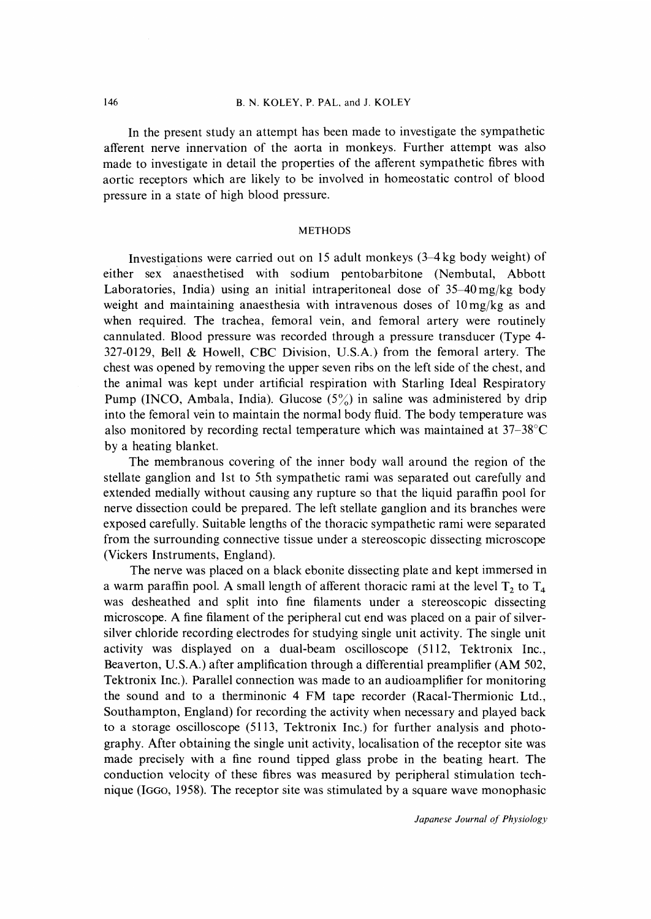In the present study an attempt has been made to investigate the sympathetic afferent nerve innervation of the aorta in monkeys. Further attempt was also made to investigate in detail the properties of the afferent sympathetic fibres with aortic receptors which are likely to be involved in homeostatic control of blood pressure in a state of high blood pressure.

## METHODS

Investigations were carried out on 15 adult monkeys (3–4 kg body weight) of either sex anaesthetised with sodium pentobarbitone (Nembutal, Abbott Laboratories, India) using an initial intraperitoneal dose of 35–40 mg/kg body weight and maintaining anaesthesia with intravenous doses of 10 mg/kg as and when required. The trachea, femoral vein, and femoral artery were routinely cannulated. Blood pressure was recorded through a pressure transducer (Type 4-327-0129, Bell & Howell, CBC Division, U.S.A.) from the femoral artery. The chest was opened by removing the upper seven ribs on the left side of the chest, and the animal was kept under artificial respiration with Starling Ideal Respiratory Pump (INCO, Ambala, India). Glucose (5%) in saline was administered by drip into the femoral vein to maintain the normal body fluid. The body temperature was also monitored by recording rectal temperature which was maintained at 37–38°C by a heating blanket.

The membranous covering of the inner body wall around the region of the stellate ganglion and 1st to 5th sympathetic rami was separated out carefully and extended medially without causing any rupture so that the liquid paraffin pool for nerve dissection could be prepared. The left stellate ganglion and its branches were exposed carefully. Suitable lengths of the thoracic sympathetic rami were separated from the surrounding connective tissue under a stereoscopic dissecting microscope (Vickers Instruments, England).

The nerve was placed on a black ebonite dissecting plate and kept immersed in a warm paraffin pool. A small length of afferent thoracic rami at the level $T_2$ to $T_4$ was desheathed and split into fine filaments under a stereoscopic dissecting microscope. A fine filament of the peripheral cut end was placed on a pair of silver-silver chloride recording electrodes for studying single unit activity. The single unit activity was displayed on a dual-beam oscilloscope (5112, Tektronix Inc., Beaverton, U.S.A.) after amplification through a differential preamplifier (AM 502, Tektronix Inc.). Parallel connection was made to an audioamplifier for monitoring the sound and to a therminonic 4 FM tape recorder (Racal-Thermionic Ltd., Southampton, England) for recording the activity when necessary and played back to a storage oscilloscope (5113, Tektronix Inc.) for further analysis and photography. After obtaining the single unit activity, localisation of the receptor site was made precisely with a fine round tipped glass probe in the beating heart. The conduction velocity of these fibres was measured by peripheral stimulation technique (IGGO, 1958). The receptor site was stimulated by a square wave monophasic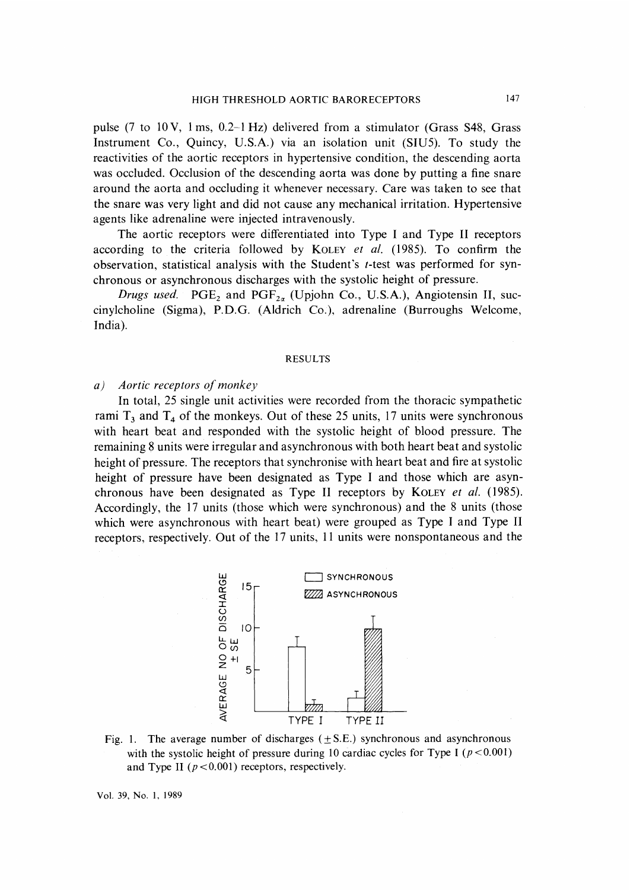pulse (7 to 10 V, 1 ms, 0.2–1 Hz) delivered from a stimulator (Grass S48, Grass Instrument Co., Quincy, U.S.A.) via an isolation unit (SIU5). To study the reactivities of the aortic receptors in hypertensive condition, the descending aorta was occluded. Occlusion of the descending aorta was done by putting a fine snare around the aorta and occluding it whenever necessary. Care was taken to see that the snare was very light and did not cause any mechanical irritation. Hypertensive agents like adrenaline were injected intravenously.

The aortic receptors were differentiated into Type I and Type II receptors according to the criteria followed by KOLEY *et al.* (1985). To confirm the observation, statistical analysis with the Student's *t*-test was performed for synchronous or asynchronous discharges with the systolic height of pressure.

*Drugs used.* $PGE_2$ and $PGF_{2\alpha}$ (Upjohn Co., U.S.A.), Angiotensin II, succinylcholine (Sigma), P.D.G. (Aldrich Co.), adrenaline (Burroughs Welcome, India).

## RESULTS

### *a) Aortic receptors of monkey*

In total, 25 single unit activities were recorded from the thoracic sympathetic rami $T_3$ and $T_4$ of the monkeys. Out of these 25 units, 17 units were synchronous with heart beat and responded with the systolic height of blood pressure. The remaining 8 units were irregular and asynchronous with both heart beat and systolic height of pressure. The receptors that synchronise with heart beat and fire at systolic height of pressure have been designated as Type I and those which are asynchronous have been designated as Type II receptors by KOLEY *et al.* (1985). Accordingly, the 17 units (those which were synchronous) and the 8 units (those which were asynchronous with heart beat) were grouped as Type I and Type II receptors, respectively. Out of the 17 units, 11 units were nonspontaneous and the

Fig. 1. The average number of discharges (±S.E.) synchronous and asynchronous with the systolic height of pressure during 10 cardiac cycles for Type I ($p<0.001$) and Type II ($p<0.001$) receptors, respectively.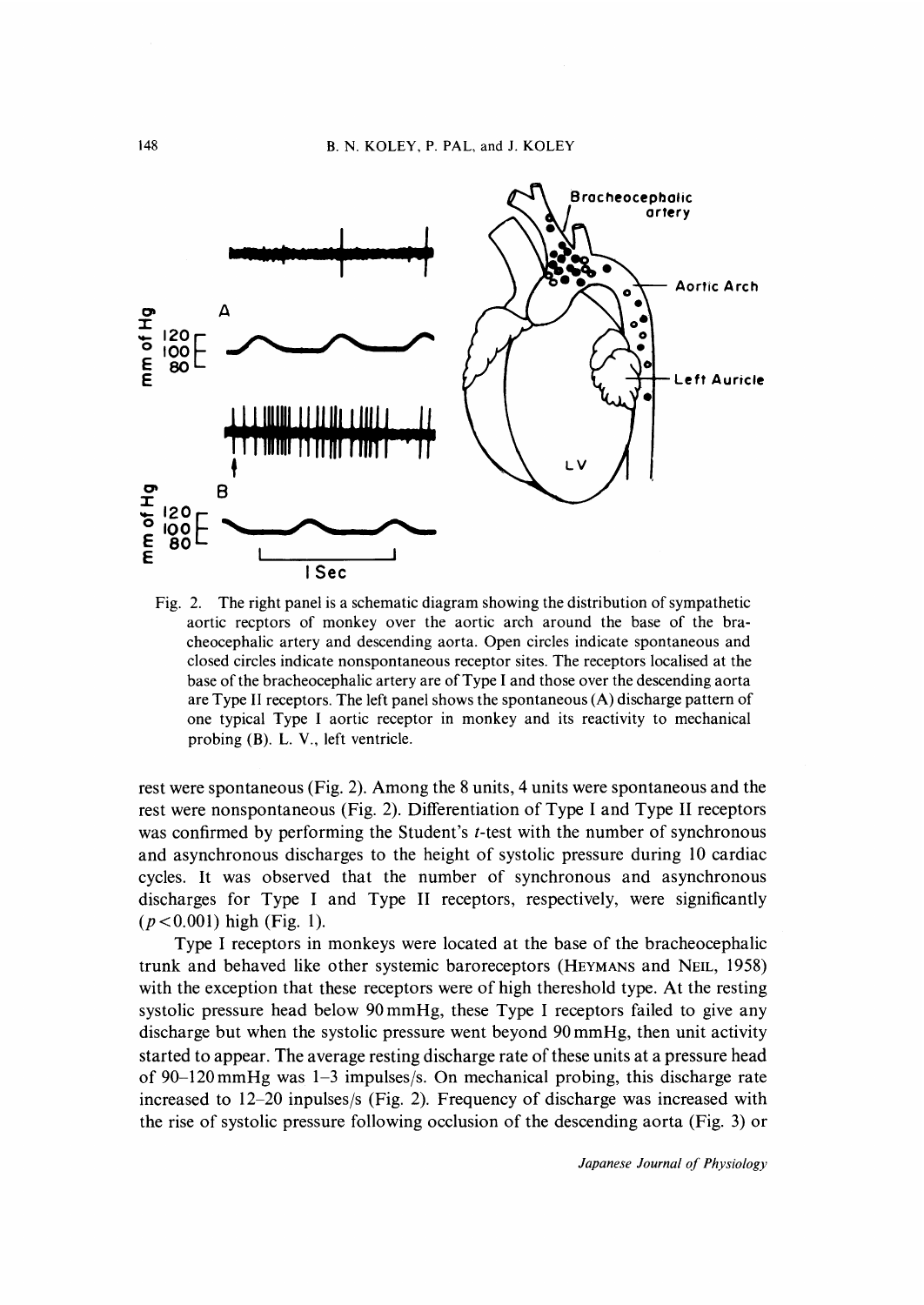Fig. 2. The right panel is a schematic diagram showing the distribution of sympathetic aortic recptors of monkey over the aortic arch around the base of the bracheocephalic artery and descending aorta. Open circles indicate spontaneous and closed circles indicate nonspontaneous receptor sites. The receptors localised at the base of the bracheocephalic artery are of Type I and those over the descending aorta are Type II receptors. The left panel shows the spontaneous (A) discharge pattern of one typical Type I aortic receptor in monkey and its reactivity to mechanical probing (B). L. V., left ventricle.

rest were spontaneous (Fig. 2). Among the 8 units, 4 units were spontaneous and the rest were nonspontaneous (Fig. 2). Differentiation of Type I and Type II receptors was confirmed by performing the Student's $t$-test with the number of synchronous and asynchronous discharges to the height of systolic pressure during 10 cardiac cycles. It was observed that the number of synchronous and asynchronous discharges for Type I and Type II receptors, respectively, were significantly ($p<0.001$) high (Fig. 1).

Type I receptors in monkeys were located at the base of the bracheocephalic trunk and behaved like other systemic baroreceptors (HEYMANS and NEIL, 1958) with the exception that these receptors were of high thereshold type. At the resting systolic pressure head below 90 mmHg, these Type I receptors failed to give any discharge but when the systolic pressure went beyond 90 mmHg, then unit activity started to appear. The average resting discharge rate of these units at a pressure head of 90–120 mmHg was 1–3 impulses/s. On mechanical probing, this discharge rate increased to 12–20 inpulses/s (Fig. 2). Frequency of discharge was increased with the rise of systolic pressure following occlusion of the descending aorta (Fig. 3) or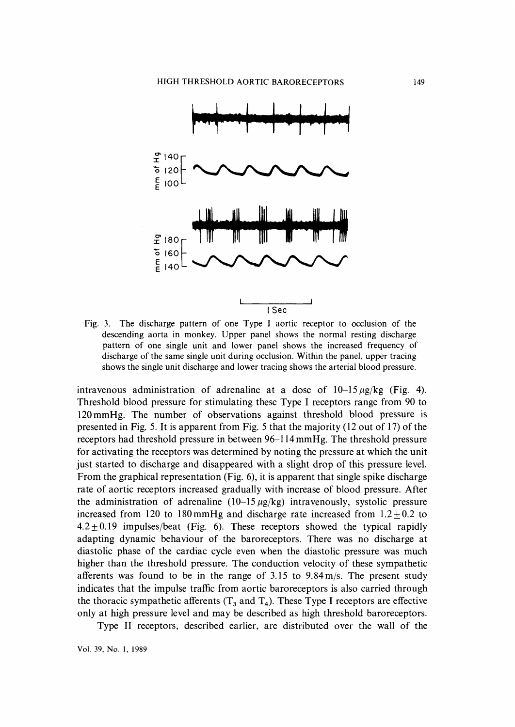Fig. 3. The discharge pattern of one Type I aortic receptor to occlusion of the descending aorta in monkey. Upper panel shows the normal resting discharge pattern of one single unit and lower panel shows the increased frequency of discharge of the same single unit during occlusion. Within the panel, upper tracing shows the single unit discharge and lower tracing shows the arterial blood pressure.

intravenous administration of adrenaline at a dose of 10–15 $\mu$g/kg (Fig. 4). Threshold blood pressure for stimulating these Type I receptors range from 90 to 120 mmHg. The number of observations against threshold blood pressure is presented in Fig. 5. It is apparent from Fig. 5 that the majority (12 out of 17) of the receptors had threshold pressure in between 96–114 mmHg. The threshold pressure for activating the receptors was determined by noting the pressure at which the unit just started to discharge and disappeared with a slight drop of this pressure level. From the graphical representation (Fig. 6), it is apparent that single spike discharge rate of aortic receptors increased gradually with increase of blood pressure. After the administration of adrenaline (10–15 $\mu$g/kg) intravenously, systolic pressure increased from 120 to 180 mmHg and discharge rate increased from $1.2 \pm 0.2$ to $4.2 \pm 0.19$ impulses/beat (Fig. 6). These receptors showed the typical rapidly adapting dynamic behaviour of the baroreceptors. There was no discharge at diastolic phase of the cardiac cycle even when the diastolic pressure was much higher than the threshold pressure. The conduction velocity of these sympathetic afferents was found to be in the range of 3.15 to 9.84 m/s. The present study indicates that the impulse traffic from aortic baroreceptors is also carried through the thoracic sympathetic afferents ($T_3$ and $T_4$). These Type I receptors are effective only at high pressure level and may be described as high threshold baroreceptors.

Type II receptors, described earlier, are distributed over the wall of the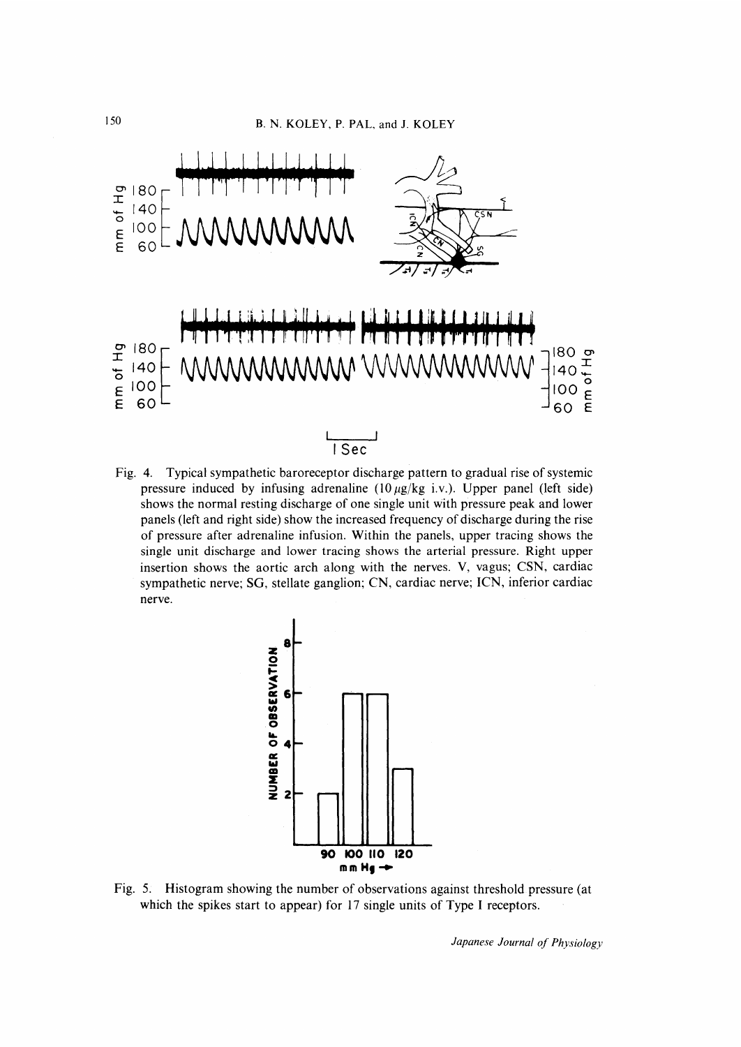Fig. 4. Typical sympathetic baroreceptor discharge pattern to gradual rise of systemic pressure induced by infusing adrenaline (10 $\mu$g/kg i.v.). Upper panel (left side) shows the normal resting discharge of one single unit with pressure peak and lower panels (left and right side) show the increased frequency of discharge during the rise of pressure after adrenaline infusion. Within the panels, upper tracing shows the single unit discharge and lower tracing shows the arterial pressure. Right upper insertion shows the aortic arch along with the nerves. V, vagus; CSN, cardiac sympathetic nerve; SG, stellate ganglion; CN, cardiac nerve; ICN, inferior cardiac nerve.

Fig. 5. Histogram showing the number of observations against threshold pressure (at which the spikes start to appear) for 17 single units of Type I receptors.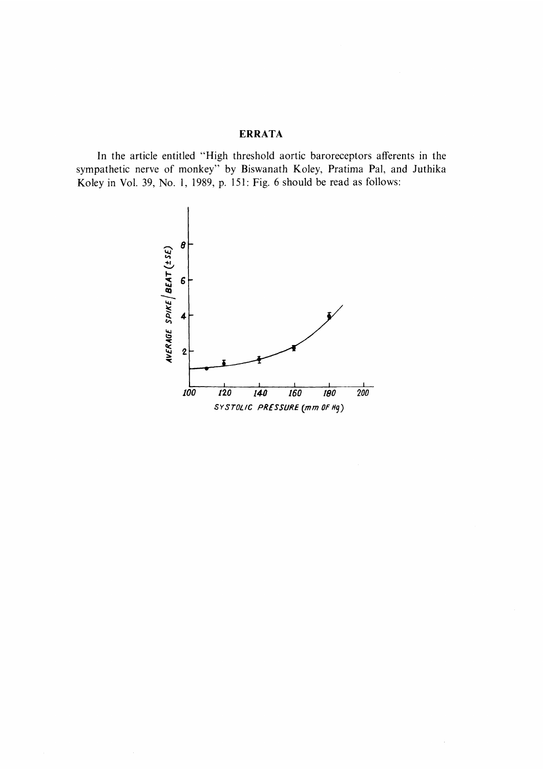# ERRATA

In the article entitled "High threshold aortic baroreceptors afferents in the sympathetic nerve of monkey" by Biswanath Koley, Pratima Pal, and Juthika Koley in Vol. 39, No. 1, 1989, p. 151: Fig. 6 should be read as follows: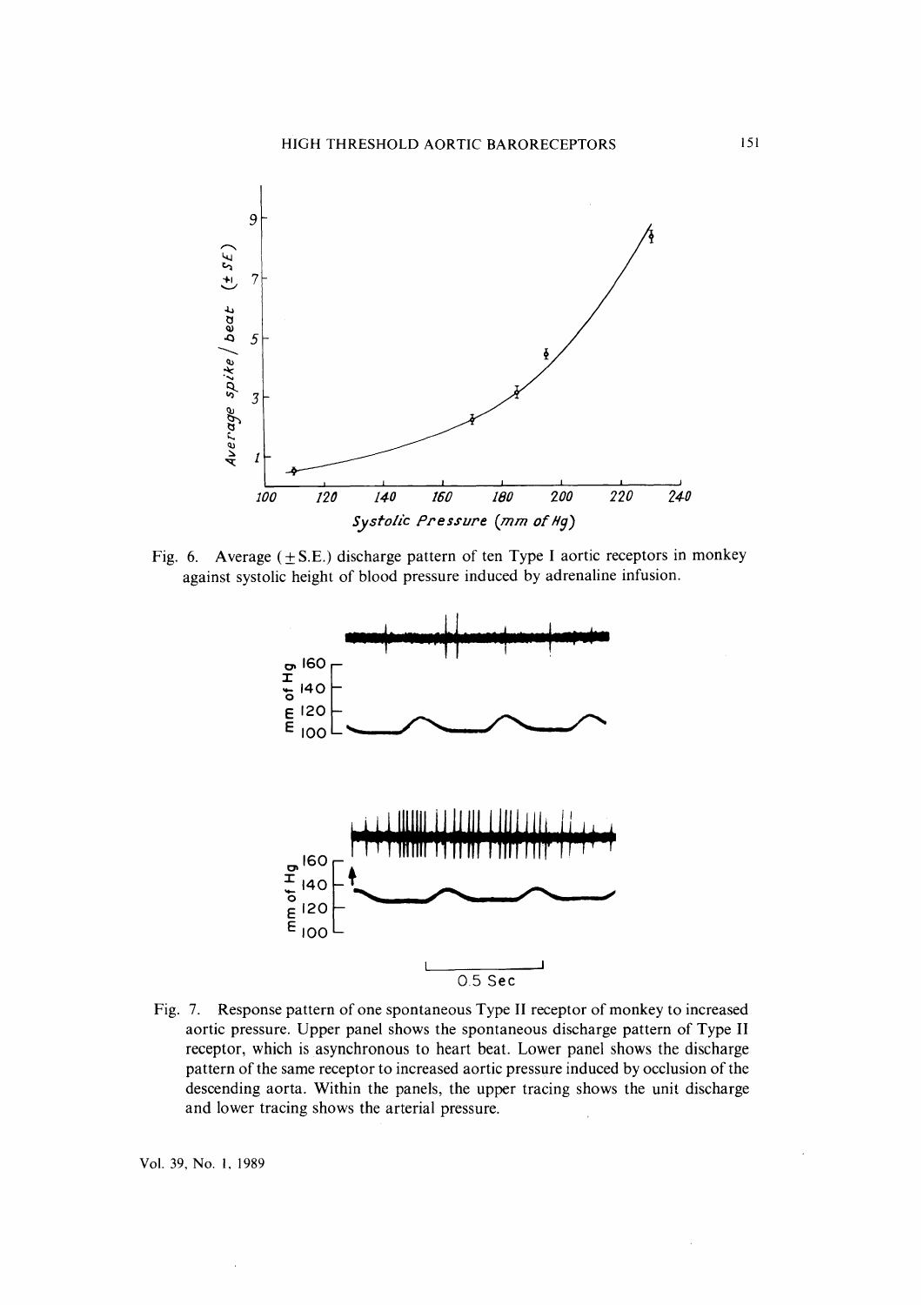Fig. 6. Average (±S.E.) discharge pattern of ten Type I aortic receptors in monkey against systolic height of blood pressure induced by adrenaline infusion.

Fig. 7. Response pattern of one spontaneous Type II receptor of monkey to increased aortic pressure. Upper panel shows the spontaneous discharge pattern of Type II receptor, which is asynchronous to heart beat. Lower panel shows the discharge pattern of the same receptor to increased aortic pressure induced by occlusion of the descending aorta. Within the panels, the upper tracing shows the unit discharge and lower tracing shows the arterial pressure.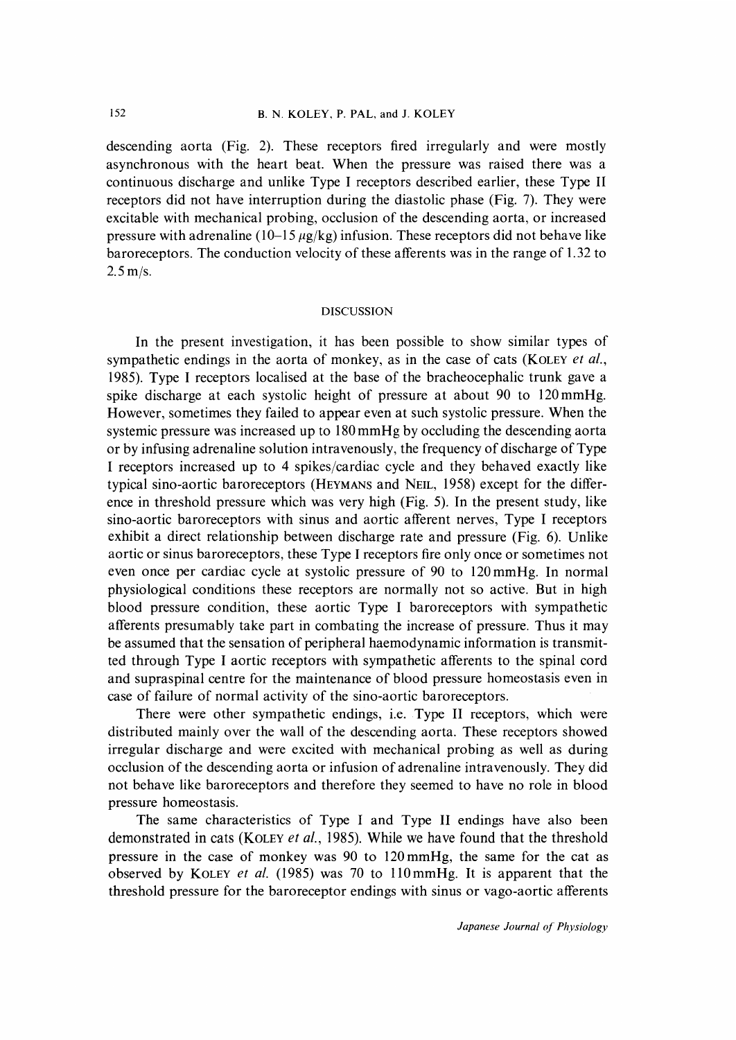descending aorta (Fig. 2). These receptors fired irregularly and were mostly asynchronous with the heart beat. When the pressure was raised there was a continuous discharge and unlike Type I receptors described earlier, these Type II receptors did not have interruption during the diastolic phase (Fig. 7). They were excitable with mechanical probing, occlusion of the descending aorta, or increased pressure with adrenaline (10–15 $\mu$g/kg) infusion. These receptors did not behave like baroreceptors. The conduction velocity of these afferents was in the range of 1.32 to 2.5 m/s.

## DISCUSSION

In the present investigation, it has been possible to show similar types of sympathetic endings in the aorta of monkey, as in the case of cats (KOLEY *et al.*, 1985). Type I receptors localised at the base of the bracheocephalic trunk gave a spike discharge at each systolic height of pressure at about 90 to 120 mmHg. However, sometimes they failed to appear even at such systolic pressure. When the systemic pressure was increased up to 180 mmHg by occluding the descending aorta or by infusing adrenaline solution intravenously, the frequency of discharge of Type I receptors increased up to 4 spikes/cardiac cycle and they behaved exactly like typical sino-aortic baroreceptors (HEYMANS and NEIL, 1958) except for the difference in threshold pressure which was very high (Fig. 5). In the present study, like sino-aortic baroreceptors with sinus and aortic afferent nerves, Type I receptors exhibit a direct relationship between discharge rate and pressure (Fig. 6). Unlike aortic or sinus baroreceptors, these Type I receptors fire only once or sometimes not even once per cardiac cycle at systolic pressure of 90 to 120 mmHg. In normal physiological conditions these receptors are normally not so active. But in high blood pressure condition, these aortic Type I baroreceptors with sympathetic afferents presumably take part in combating the increase of pressure. Thus it may be assumed that the sensation of peripheral haemodynamic information is transmitted through Type I aortic receptors with sympathetic afferents to the spinal cord and supraspinal centre for the maintenance of blood pressure homeostasis even in case of failure of normal activity of the sino-aortic baroreceptors.

There were other sympathetic endings, i.e. Type II receptors, which were distributed mainly over the wall of the descending aorta. These receptors showed irregular discharge and were excited with mechanical probing as well as during occlusion of the descending aorta or infusion of adrenaline intravenously. They did not behave like baroreceptors and therefore they seemed to have no role in blood pressure homeostasis.

The same characteristics of Type I and Type II endings have also been demonstrated in cats (KOLEY *et al.*, 1985). While we have found that the threshold pressure in the case of monkey was 90 to 120 mmHg, the same for the cat as observed by KOLEY *et al.* (1985) was 70 to 110 mmHg. It is apparent that the threshold pressure for the baroreceptor endings with sinus or vago-aortic afferents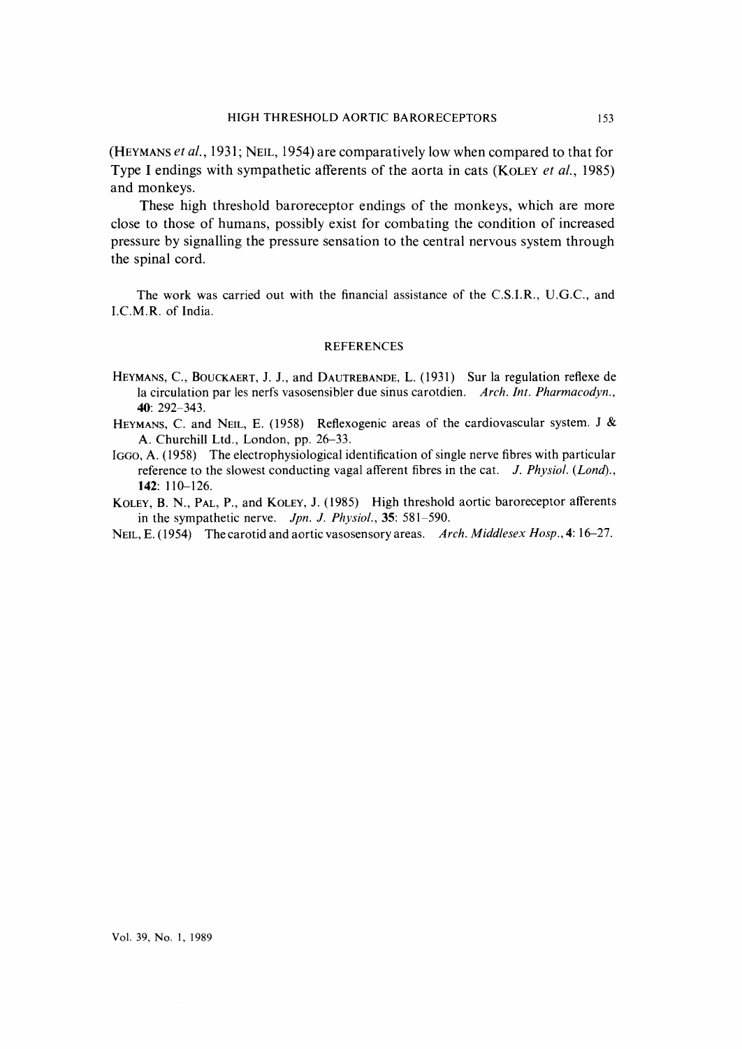(HEYMANS *et al.*, 1931; NEIL, 1954) are comparatively low when compared to that for Type I endings with sympathetic afferents of the aorta in cats (KOLEY *et al.*, 1985) and monkeys.

These high threshold baroreceptor endings of the monkeys, which are more close to those of humans, possibly exist for combating the condition of increased pressure by signalling the pressure sensation to the central nervous system through the spinal cord.

The work was carried out with the financial assistance of the C.S.I.R., U.G.C., and I.C.M.R. of India.

## REFERENCES

HEYMANS, C., BOUCKAERT, J. J., and DAUTREBANDE, L. (1931) Sur la regulation reflexe de la circulation par les nerfs vasosensibler due sinus carotdien. *Arch. Int. Pharmacodyn.*, **40**: 292–343.

HEYMANS, C. and NEIL, E. (1958) Reflexogenic areas of the cardiovascular system. J & A. Churchill Ltd., London, pp. 26–33.

IGGO, A. (1958) The electrophysiological identification of single nerve fibres with particular reference to the slowest conducting vagal afferent fibres in the cat. *J. Physiol. (Lond).*, **142**: 110–126.

KOLEY, B. N., PAL, P., and KOLEY, J. (1985) High threshold aortic baroreceptor afferents in the sympathetic nerve. *Jpn. J. Physiol.*, **35**: 581–590.

NEIL, E. (1954) The carotid and aortic vasosensory areas. *Arch. Middlesex Hosp.*, **4**: 16–27.